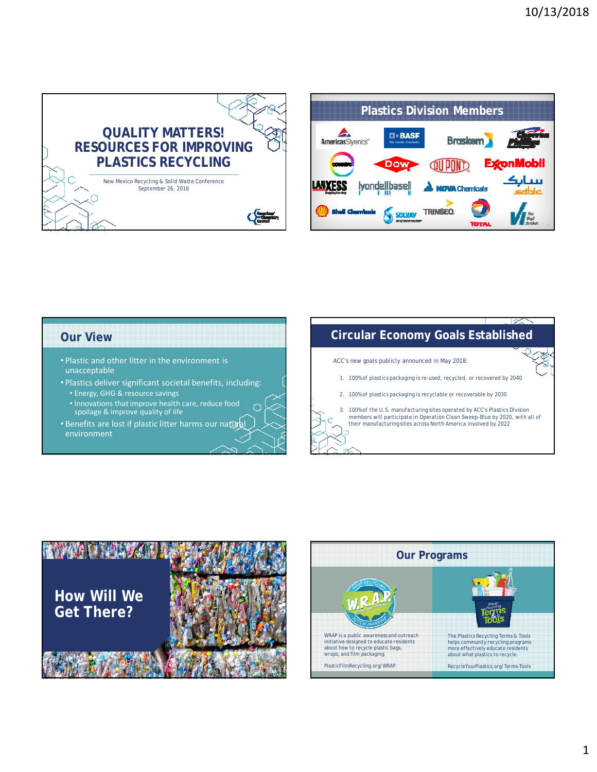# QUALITY MATTERS! RESOURCES FOR IMPROVING PLASTICS RECYCLING

New Mexico Recycling & Solid Waste Conference
September 26, 2018

## Plastics Division Members

AmericasStyrenics, BASF, Braskem, Chevron Phillips, Covestro, Dow, DuPont, ExxonMobil, Lanxess, LyondellBasell, Nova Chemicals, SABIC, Shell Chemicals, Solvay, Trinseo, Total, Vinyl Institute

## Our View

- Plastic and other litter in the environment is unacceptable
- Plastics deliver significant societal benefits, including:
  - Energy, GHG & resource savings
  - Innovations that improve health care, reduce food spoilage & improve quality of life
- Benefits are lost if plastic litter harms our natural environment

## Circular Economy Goals Established

ACC's new goals publicly announced in May 2018:

1. 100% of plastics packaging is re-used, recycled, or recovered by 2040
2. 100% of plastics packaging is recyclable or recoverable by 2030
3. 100% of the U.S. manufacturing sites operated by ACC's Plastics Division members will participate in Operation Clean Sweep-Blue by 2020, with all of their manufacturing sites across North America involved by 2022

## How Will We Get There?

## Our Programs

WRAP is a public awareness and outreach initiative designed to educate residents about how to recycle plastic bags, wraps, and film packaging.

PlasticFilmRecycling.org/WRAP

The Plastics Recycling Terms & Tools helps community recycling programs more effectively educate residents about what plastics to recycle.

RecycleYourPlastics.org/Terms-Tools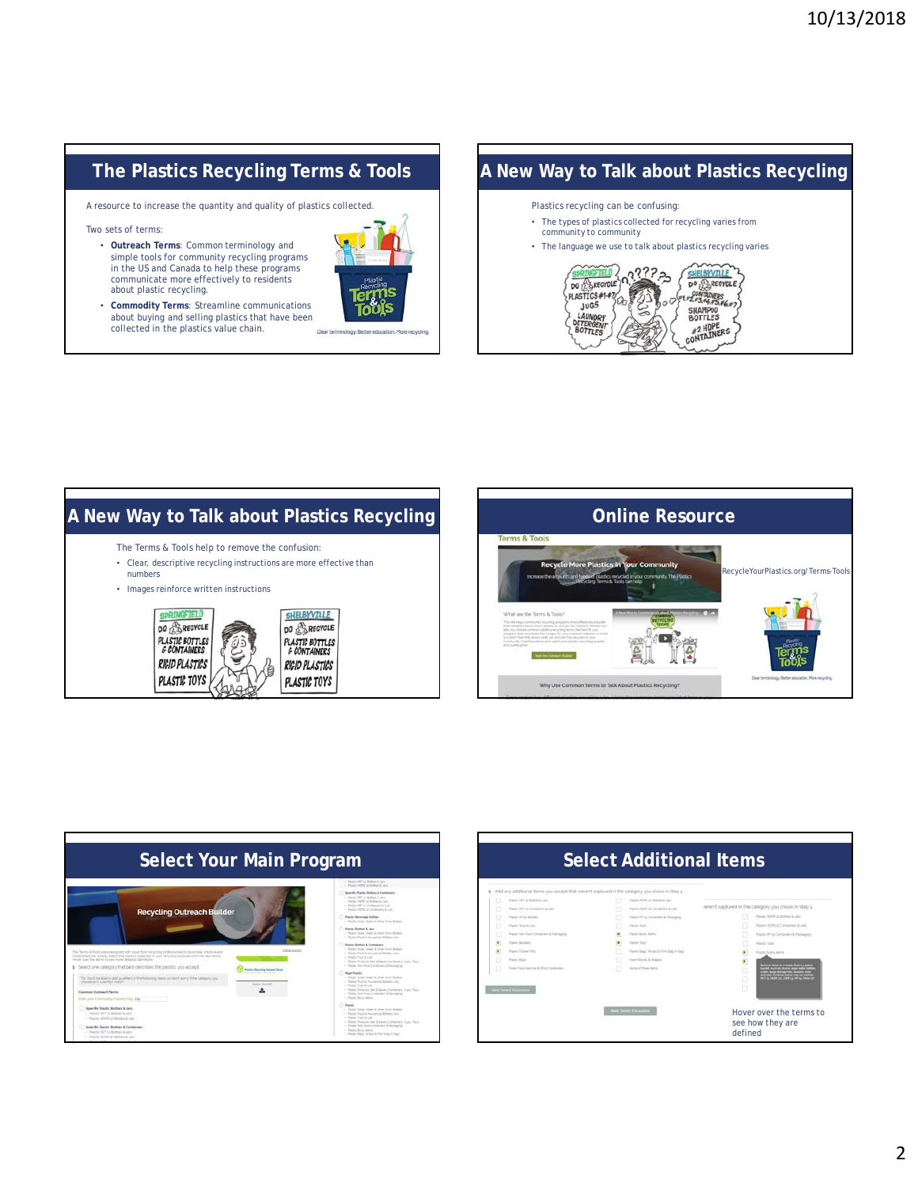## The Plastics Recycling Terms & Tools

A resource to increase the quantity and quality of plastics collected.

Two sets of terms:

- **Outreach Terms**: Common terminology and simple tools for community recycling programs in the US and Canada to help these programs communicate more effectively to residents about plastic recycling.
- **Commodity Terms**: Streamline communications about buying and selling plastics that have been collected in the plastics value chain.

Clear terminology. Better education. More recycling.

## A New Way to Talk about Plastics Recycling

Plastics recycling can be confusing:

- The types of plastics collected for recycling varies from community to community
- The language we use to talk about plastics recycling varies

## A New Way to Talk about Plastics Recycling

The Terms & Tools help to remove the confusion:

- Clear, descriptive recycling instructions are more effective than numbers
- Images reinforce written instructions

## Online Resource

RecycleYourPlastics.org/Terms-Tools

Clear terminology. Better education. More recycling.

## Select Your Main Program

## Select Additional Items

Hover over the terms to see how they are defined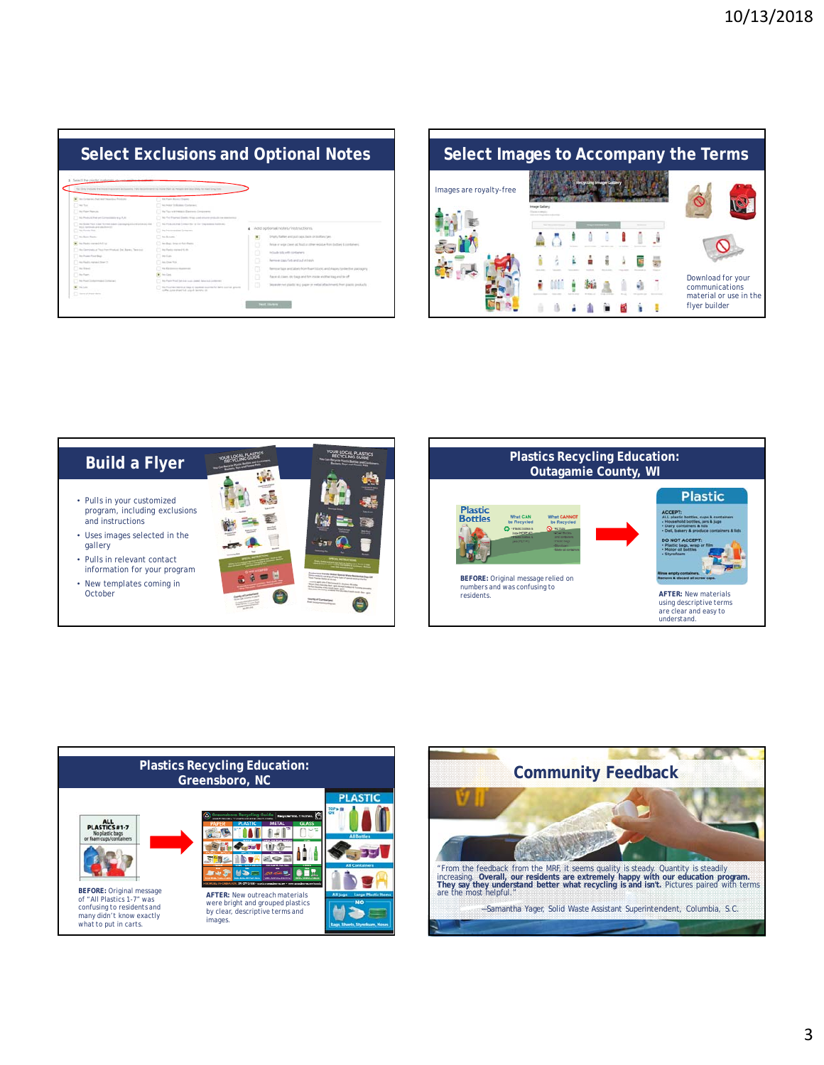## Select Exclusions and Optional Notes

## Select Images to Accompany the Terms

Images are royalty-free

Download for your communications material or use in the flyer builder

## Build a Flyer

- Pulls in your customized program, including exclusions and instructions
- Uses images selected in the gallery
- Pulls in relevant contact information for your program
- New templates coming in October

## Plastics Recycling Education: Outagamie County, WI

**BEFORE:** Original message relied on numbers and was confusing to residents.

**AFTER:** New materials using descriptive terms are clear and easy to understand.

## Plastics Recycling Education: Greensboro, NC

**BEFORE:** Original message of "All Plastics 1-7" was confusing to residents and many didn't know exactly what to put in carts.

**AFTER:** New outreach materials were bright and grouped plastics by clear, descriptive terms and images.

## Community Feedback

"From the feedback from the MRF, it seems quality is steady. Quantity is steadily increasing. **Overall, our residents are extremely happy with our education program. They say they understand better what recycling is and isn't.** Pictures paired with terms are the most helpful."

—Samantha Yager, Solid Waste Assistant Superintendent, Columbia, S.C.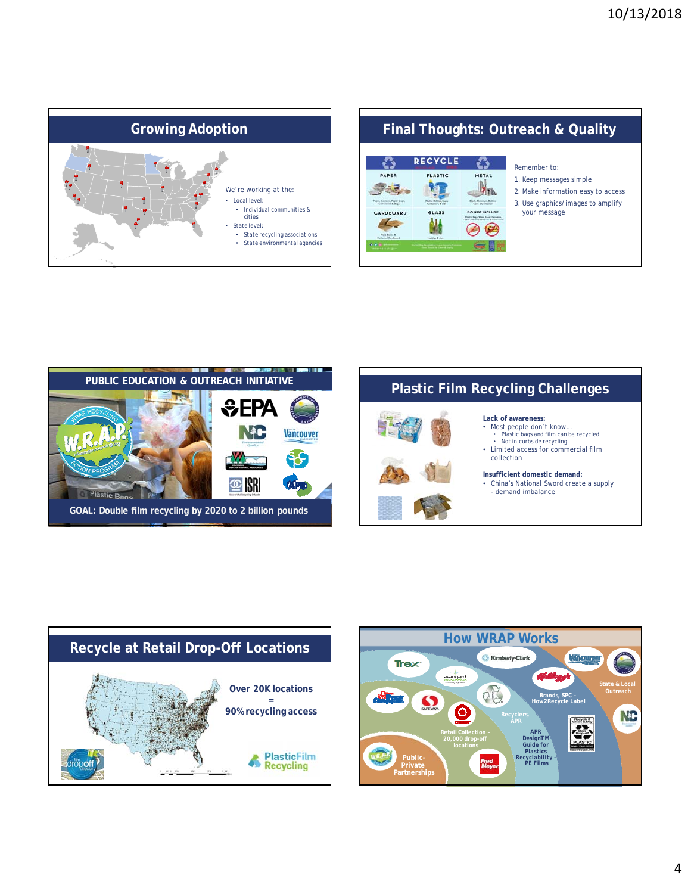## Growing Adoption

We're working at the:

- Local level:
  - Individual communities & cities
- State level:
  - State recycling associations
  - State environmental agencies

## Final Thoughts: Outreach & Quality

Remember to:

1. Keep messages simple
2. Make information easy to access
3. Use graphics/images to amplify your message

## PUBLIC EDUCATION & OUTREACH INITIATIVE

GOAL: Double film recycling by 2020 to 2 billion pounds

## Plastic Film Recycling Challenges

**Lack of awareness:**

- Most people don't know…
  - Plastic bags and film can be recycled
  - Not in curbside recycling
- Limited access for commercial film collection

**Insufficient domestic demand:**

- China's National Sword create a supply - demand imbalance

## Recycle at Retail Drop-Off Locations

Over 20K locations = 90% recycling access

## How WRAP Works

State & Local Outreach

Brands, SPC - How2Recycle Label

Recyclers, APR

APR DesignTM Guide for Plastics Recyclability - PE Films

Retail Collection - 20,000 drop-off locations

Public-Private Partnerships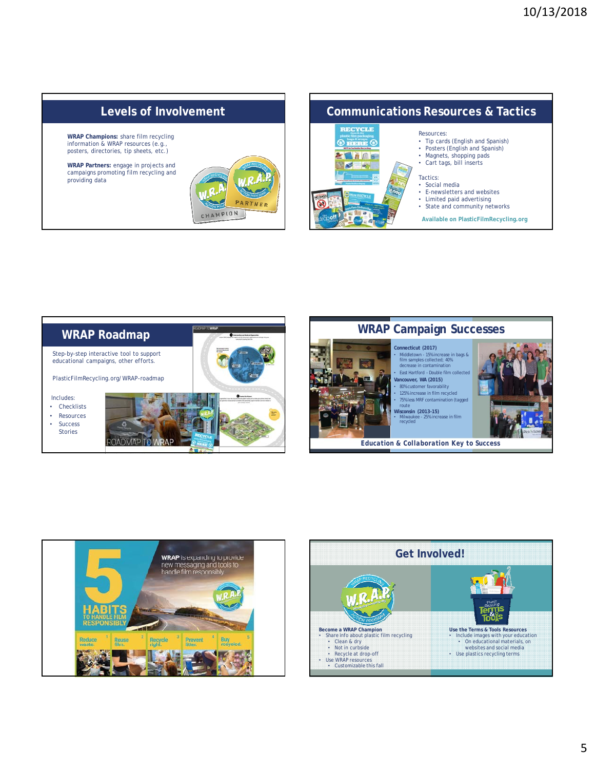## Levels of Involvement

**WRAP Champions:** share film recycling information & WRAP resources (e.g., posters, directories, tip sheets, etc.)

**WRAP Partners:** engage in projects and campaigns promoting film recycling and providing data

## Communications Resources & Tactics

Resources:
- Tip cards (English and Spanish)
- Posters (English and Spanish)
- Magnets, shopping pads
- Cart tags, bill inserts

Tactics:
- Social media
- E-newsletters and websites
- Limited paid advertising
- State and community networks

**Available on PlasticFilmRecycling.org**

## WRAP Roadmap

Step-by-step interactive tool to support educational campaigns, other efforts.

PlasticFilmRecycling.org/WRAP-roadmap

Includes:
- Checklists
- Resources
- Success Stories

## WRAP Campaign Successes

**Connecticut (2017)**
- Middletown - 15% increase in bags & film samples collected; 40% decrease in contamination
- East Hartford – Double film collected

**Vancouver, WA (2015)**
- 80% customer favorability
- 125% increase in film recycled
- 75% less MRF contamination (tagged route

**Wisconsin (2013-15)**
- Milwaukee - 25% increase in film recycled

**Education & Collaboration Key to Success**

## 5 HABITS TO HANDLE FILM RESPONSIBLY

**WRAP** is expanding to provide new messaging and tools to handle film responsibly

1. Reduce waste.
2. Reuse film.
3. Recycle right.
4. Prevent litter.
5. Buy recycled.

## Get Involved!

**Become a WRAP Champion**
- Share info about plastic film recycling
  - Clean & dry
  - Not in curbside
  - Recycle at drop-off
- Use WRAP resources
  - Customizable this fall

**Use the Terms & Tools Resources**
- Include images with your education
  - On educational materials, on websites and social media
- Use plastics recycling terms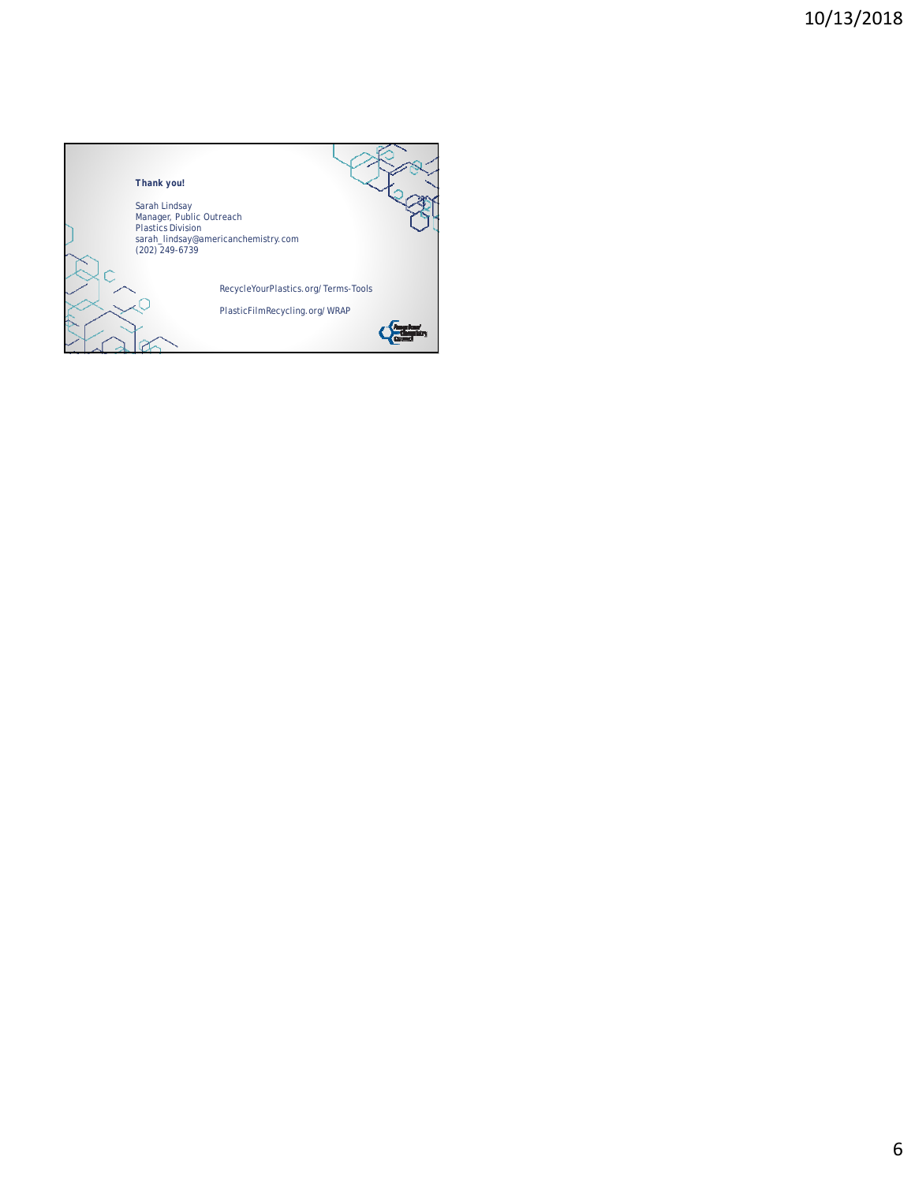**Thank you!**

Sarah Lindsay
Manager, Public Outreach
Plastics Division
sarah_lindsay@americanchemistry.com
(202) 249-6739

RecycleYourPlastics.org/Terms-Tools

PlasticFilmRecycling.org/WRAP